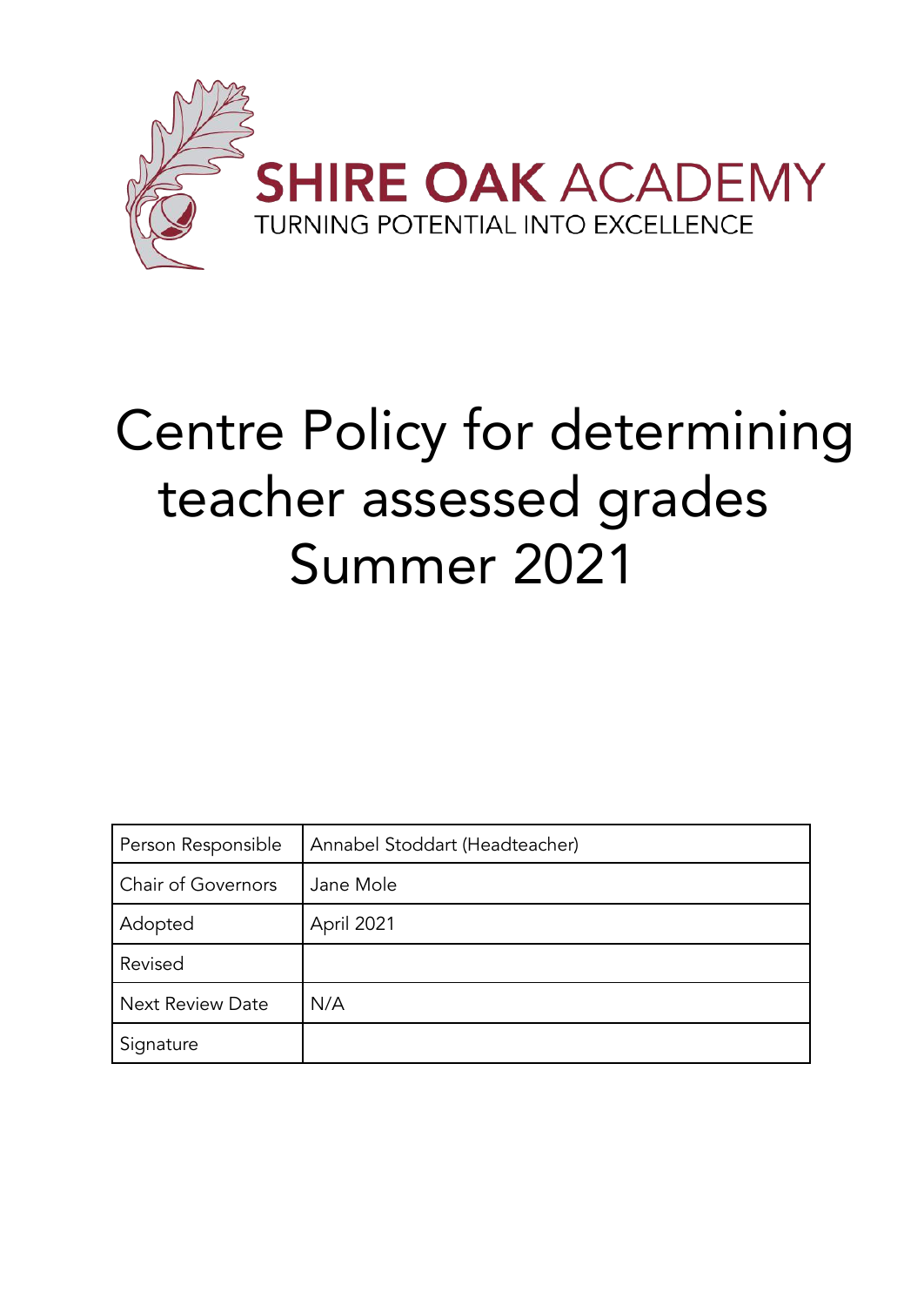SHIRE OAK ACADEMY

TURNING POTENTIAL INTO EXCELLENCE

# Centre Policy for determining teacher assessed grades Summer 2021

| Person Responsible | Annabel Stoddart (Headteacher) |
|---|---|
| Chair of Governors | Jane Mole |
| Adopted | April 2021 |
| Revised | |
| Next Review Date | N/A |
| Signature | |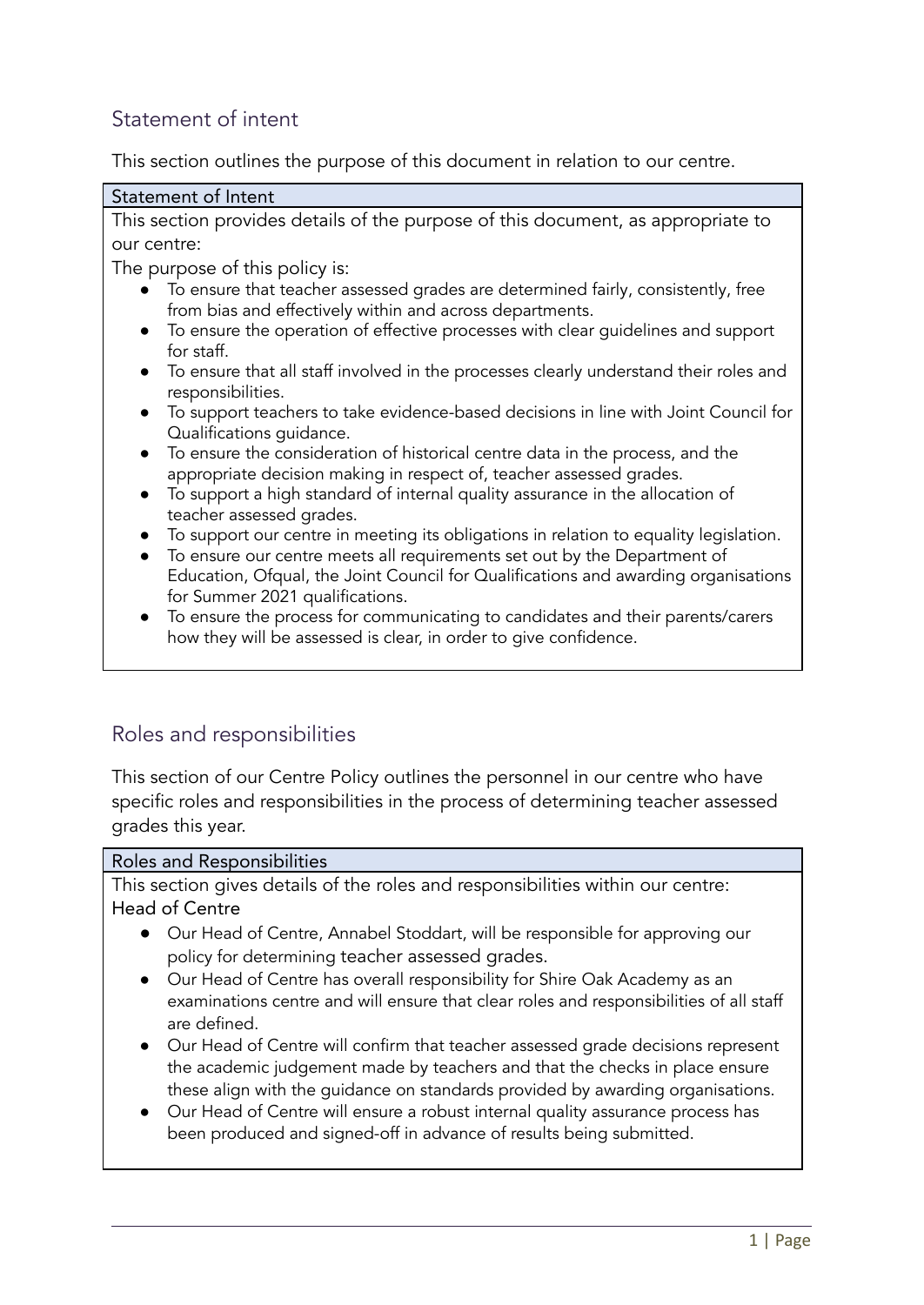## Statement of intent

This section outlines the purpose of this document in relation to our centre.

| Statement of Intent |
| --- |
| This section provides details of the purpose of this document, as appropriate to our centre:<br>The purpose of this policy is:<br>• To ensure that teacher assessed grades are determined fairly, consistently, free from bias and effectively within and across departments.<br>• To ensure the operation of effective processes with clear guidelines and support for staff.<br>• To ensure that all staff involved in the processes clearly understand their roles and responsibilities.<br>• To support teachers to take evidence-based decisions in line with Joint Council for Qualifications guidance.<br>• To ensure the consideration of historical centre data in the process, and the appropriate decision making in respect of, teacher assessed grades.<br>• To support a high standard of internal quality assurance in the allocation of teacher assessed grades.<br>• To support our centre in meeting its obligations in relation to equality legislation.<br>• To ensure our centre meets all requirements set out by the Department of Education, Ofqual, the Joint Council for Qualifications and awarding organisations for Summer 2021 qualifications.<br>• To ensure the process for communicating to candidates and their parents/carers how they will be assessed is clear, in order to give confidence. |

## Roles and responsibilities

This section of our Centre Policy outlines the personnel in our centre who have specific roles and responsibilities in the process of determining teacher assessed grades this year.

| Roles and Responsibilities |
| --- |
| This section gives details of the roles and responsibilities within our centre:<br>Head of Centre<br>• Our Head of Centre, Annabel Stoddart, will be responsible for approving our policy for determining teacher assessed grades.<br>• Our Head of Centre has overall responsibility for Shire Oak Academy as an examinations centre and will ensure that clear roles and responsibilities of all staff are defined.<br>• Our Head of Centre will confirm that teacher assessed grade decisions represent the academic judgement made by teachers and that the checks in place ensure these align with the guidance on standards provided by awarding organisations.<br>• Our Head of Centre will ensure a robust internal quality assurance process has been produced and signed-off in advance of results being submitted. |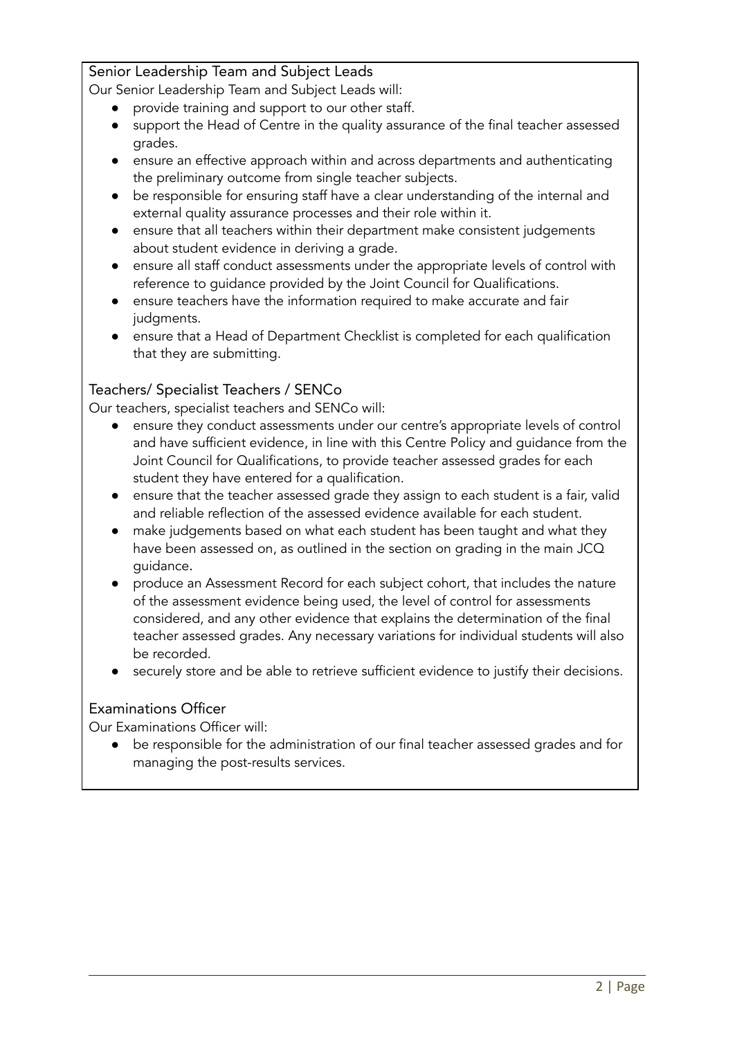### Senior Leadership Team and Subject Leads

Our Senior Leadership Team and Subject Leads will:

- provide training and support to our other staff.
- support the Head of Centre in the quality assurance of the final teacher assessed grades.
- ensure an effective approach within and across departments and authenticating the preliminary outcome from single teacher subjects.
- be responsible for ensuring staff have a clear understanding of the internal and external quality assurance processes and their role within it.
- ensure that all teachers within their department make consistent judgements about student evidence in deriving a grade.
- ensure all staff conduct assessments under the appropriate levels of control with reference to guidance provided by the Joint Council for Qualifications.
- ensure teachers have the information required to make accurate and fair judgments.
- ensure that a Head of Department Checklist is completed for each qualification that they are submitting.

### Teachers/ Specialist Teachers / SENCo

Our teachers, specialist teachers and SENCo will:

- ensure they conduct assessments under our centre's appropriate levels of control and have sufficient evidence, in line with this Centre Policy and guidance from the Joint Council for Qualifications, to provide teacher assessed grades for each student they have entered for a qualification.
- ensure that the teacher assessed grade they assign to each student is a fair, valid and reliable reflection of the assessed evidence available for each student.
- make judgements based on what each student has been taught and what they have been assessed on, as outlined in the section on grading in the main JCQ guidance.
- produce an Assessment Record for each subject cohort, that includes the nature of the assessment evidence being used, the level of control for assessments considered, and any other evidence that explains the determination of the final teacher assessed grades. Any necessary variations for individual students will also be recorded.
- securely store and be able to retrieve sufficient evidence to justify their decisions.

### Examinations Officer

Our Examinations Officer will:

- be responsible for the administration of our final teacher assessed grades and for managing the post-results services.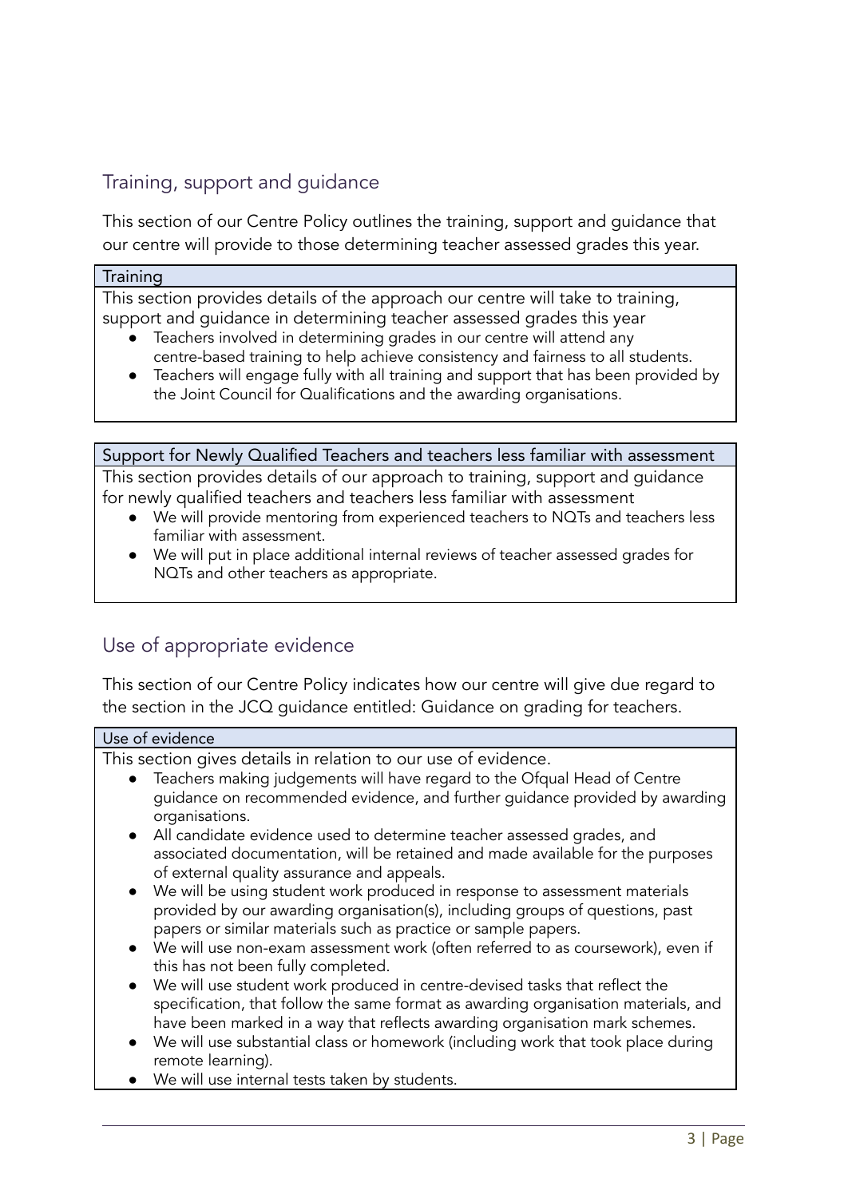## Training, support and guidance

This section of our Centre Policy outlines the training, support and guidance that our centre will provide to those determining teacher assessed grades this year.

### Training

This section provides details of the approach our centre will take to training, support and guidance in determining teacher assessed grades this year

- Teachers involved in determining grades in our centre will attend any centre-based training to help achieve consistency and fairness to all students.
- Teachers will engage fully with all training and support that has been provided by the Joint Council for Qualifications and the awarding organisations.

### Support for Newly Qualified Teachers and teachers less familiar with assessment

This section provides details of our approach to training, support and guidance for newly qualified teachers and teachers less familiar with assessment

- We will provide mentoring from experienced teachers to NQTs and teachers less familiar with assessment.
- We will put in place additional internal reviews of teacher assessed grades for NQTs and other teachers as appropriate.

## Use of appropriate evidence

This section of our Centre Policy indicates how our centre will give due regard to the section in the JCQ guidance entitled: Guidance on grading for teachers.

### Use of evidence

This section gives details in relation to our use of evidence.

- Teachers making judgements will have regard to the Ofqual Head of Centre guidance on recommended evidence, and further guidance provided by awarding organisations.
- All candidate evidence used to determine teacher assessed grades, and associated documentation, will be retained and made available for the purposes of external quality assurance and appeals.
- We will be using student work produced in response to assessment materials provided by our awarding organisation(s), including groups of questions, past papers or similar materials such as practice or sample papers.
- We will use non-exam assessment work (often referred to as coursework), even if this has not been fully completed.
- We will use student work produced in centre-devised tasks that reflect the specification, that follow the same format as awarding organisation materials, and have been marked in a way that reflects awarding organisation mark schemes.
- We will use substantial class or homework (including work that took place during remote learning).
- We will use internal tests taken by students.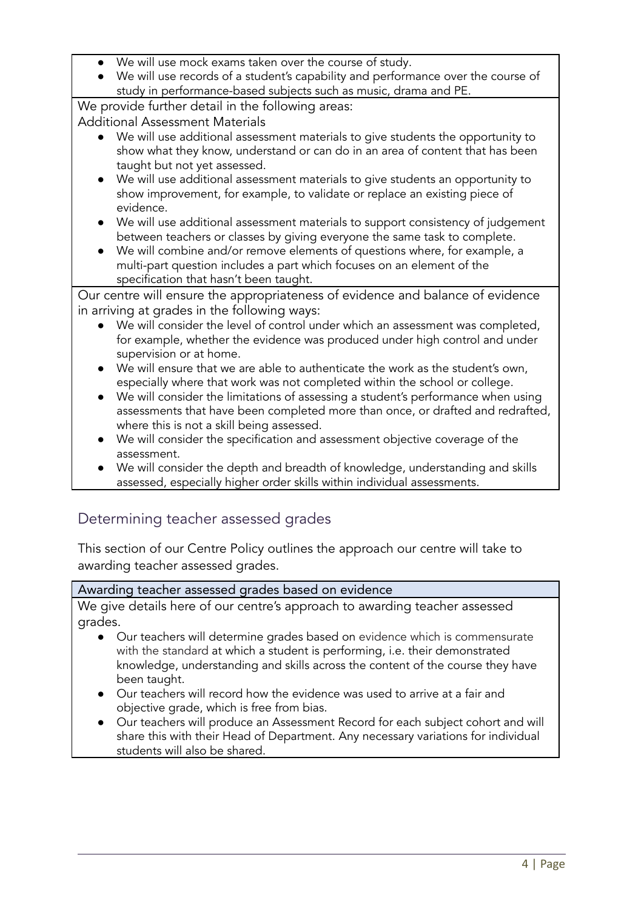- We will use mock exams taken over the course of study.
- We will use records of a student's capability and performance over the course of study in performance-based subjects such as music, drama and PE.

We provide further detail in the following areas:

Additional Assessment Materials

- We will use additional assessment materials to give students the opportunity to show what they know, understand or can do in an area of content that has been taught but not yet assessed.
- We will use additional assessment materials to give students an opportunity to show improvement, for example, to validate or replace an existing piece of evidence.
- We will use additional assessment materials to support consistency of judgement between teachers or classes by giving everyone the same task to complete.
- We will combine and/or remove elements of questions where, for example, a multi-part question includes a part which focuses on an element of the specification that hasn't been taught.

Our centre will ensure the appropriateness of evidence and balance of evidence in arriving at grades in the following ways:

- We will consider the level of control under which an assessment was completed, for example, whether the evidence was produced under high control and under supervision or at home.
- We will ensure that we are able to authenticate the work as the student's own, especially where that work was not completed within the school or college.
- We will consider the limitations of assessing a student's performance when using assessments that have been completed more than once, or drafted and redrafted, where this is not a skill being assessed.
- We will consider the specification and assessment objective coverage of the assessment.
- We will consider the depth and breadth of knowledge, understanding and skills assessed, especially higher order skills within individual assessments.

## Determining teacher assessed grades

This section of our Centre Policy outlines the approach our centre will take to awarding teacher assessed grades.

### Awarding teacher assessed grades based on evidence

We give details here of our centre's approach to awarding teacher assessed grades.

- Our teachers will determine grades based on evidence which is commensurate with the standard at which a student is performing, i.e. their demonstrated knowledge, understanding and skills across the content of the course they have been taught.
- Our teachers will record how the evidence was used to arrive at a fair and objective grade, which is free from bias.
- Our teachers will produce an Assessment Record for each subject cohort and will share this with their Head of Department. Any necessary variations for individual students will also be shared.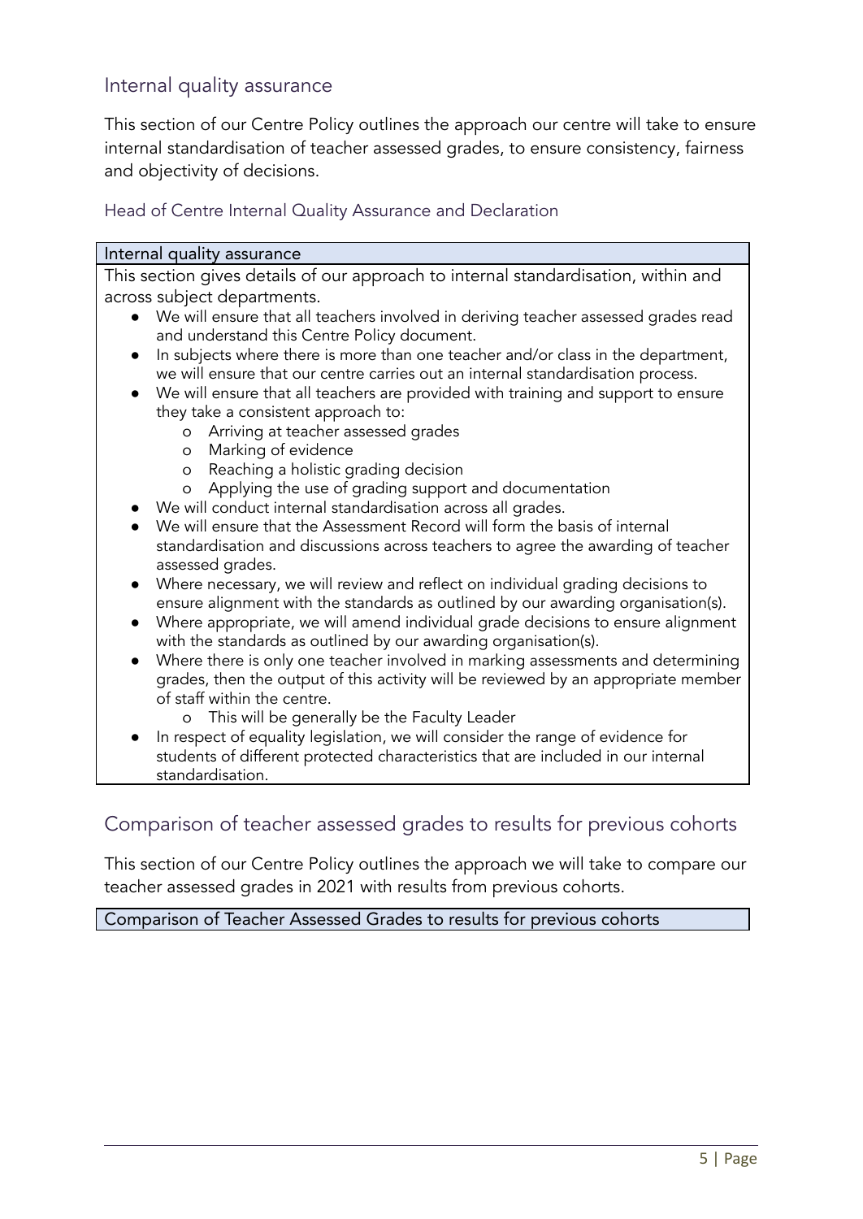## Internal quality assurance

This section of our Centre Policy outlines the approach our centre will take to ensure internal standardisation of teacher assessed grades, to ensure consistency, fairness and objectivity of decisions.

### Head of Centre Internal Quality Assurance and Declaration

| Internal quality assurance |
|---|
| This section gives details of our approach to internal standardisation, within and across subject departments.<br>● We will ensure that all teachers involved in deriving teacher assessed grades read and understand this Centre Policy document.<br>● In subjects where there is more than one teacher and/or class in the department, we will ensure that our centre carries out an internal standardisation process.<br>● We will ensure that all teachers are provided with training and support to ensure they take a consistent approach to:<br>  o Arriving at teacher assessed grades<br>  o Marking of evidence<br>  o Reaching a holistic grading decision<br>  o Applying the use of grading support and documentation<br>● We will conduct internal standardisation across all grades.<br>● We will ensure that the Assessment Record will form the basis of internal standardisation and discussions across teachers to agree the awarding of teacher assessed grades.<br>● Where necessary, we will review and reflect on individual grading decisions to ensure alignment with the standards as outlined by our awarding organisation(s).<br>● Where appropriate, we will amend individual grade decisions to ensure alignment with the standards as outlined by our awarding organisation(s).<br>● Where there is only one teacher involved in marking assessments and determining grades, then the output of this activity will be reviewed by an appropriate member of staff within the centre.<br>  o This will be generally be the Faculty Leader<br>● In respect of equality legislation, we will consider the range of evidence for students of different protected characteristics that are included in our internal standardisation. |

## Comparison of teacher assessed grades to results for previous cohorts

This section of our Centre Policy outlines the approach we will take to compare our teacher assessed grades in 2021 with results from previous cohorts.

| Comparison of Teacher Assessed Grades to results for previous cohorts |
|---|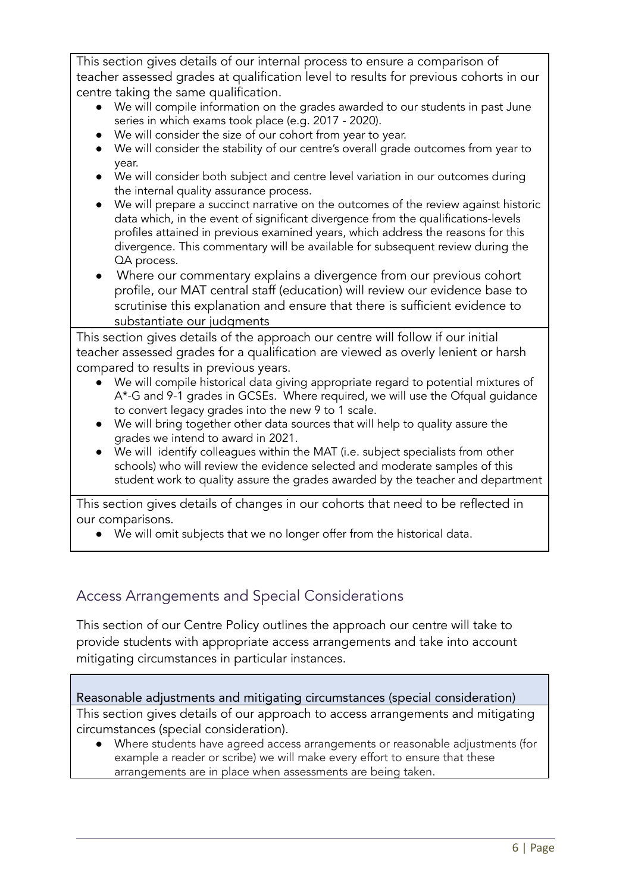This section gives details of our internal process to ensure a comparison of teacher assessed grades at qualification level to results for previous cohorts in our centre taking the same qualification.

- We will compile information on the grades awarded to our students in past June series in which exams took place (e.g. 2017 - 2020).
- We will consider the size of our cohort from year to year.
- We will consider the stability of our centre's overall grade outcomes from year to year.
- We will consider both subject and centre level variation in our outcomes during the internal quality assurance process.
- We will prepare a succinct narrative on the outcomes of the review against historic data which, in the event of significant divergence from the qualifications-levels profiles attained in previous examined years, which address the reasons for this divergence. This commentary will be available for subsequent review during the QA process.
- Where our commentary explains a divergence from our previous cohort profile, our MAT central staff (education) will review our evidence base to scrutinise this explanation and ensure that there is sufficient evidence to substantiate our judgments

This section gives details of the approach our centre will follow if our initial teacher assessed grades for a qualification are viewed as overly lenient or harsh compared to results in previous years.

- We will compile historical data giving appropriate regard to potential mixtures of A*-G and 9-1 grades in GCSEs. Where required, we will use the Ofqual guidance to convert legacy grades into the new 9 to 1 scale.
- We will bring together other data sources that will help to quality assure the grades we intend to award in 2021.
- We will identify colleagues within the MAT (i.e. subject specialists from other schools) who will review the evidence selected and moderate samples of this student work to quality assure the grades awarded by the teacher and department

This section gives details of changes in our cohorts that need to be reflected in our comparisons.

- We will omit subjects that we no longer offer from the historical data.

## Access Arrangements and Special Considerations

This section of our Centre Policy outlines the approach our centre will take to provide students with appropriate access arrangements and take into account mitigating circumstances in particular instances.

### Reasonable adjustments and mitigating circumstances (special consideration)

This section gives details of our approach to access arrangements and mitigating circumstances (special consideration).

- Where students have agreed access arrangements or reasonable adjustments (for example a reader or scribe) we will make every effort to ensure that these arrangements are in place when assessments are being taken.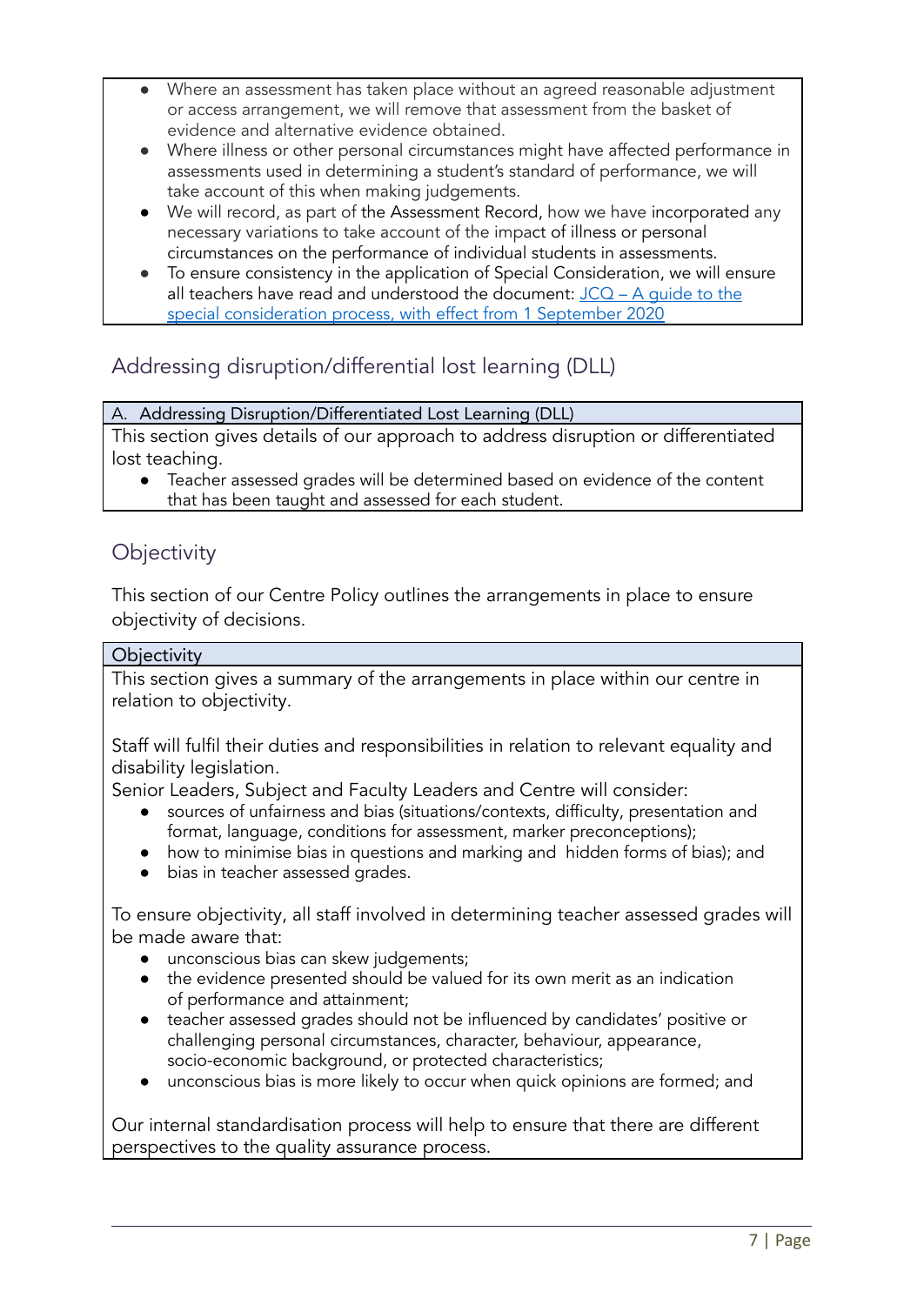- Where an assessment has taken place without an agreed reasonable adjustment or access arrangement, we will remove that assessment from the basket of evidence and alternative evidence obtained.
- Where illness or other personal circumstances might have affected performance in assessments used in determining a student's standard of performance, we will take account of this when making judgements.
- We will record, as part of the Assessment Record, how we have incorporated any necessary variations to take account of the impact of illness or personal circumstances on the performance of individual students in assessments.
- To ensure consistency in the application of Special Consideration, we will ensure all teachers have read and understood the document: [JCQ – A guide to the special consideration process, with effect from 1 September 2020]

## Addressing disruption/differential lost learning (DLL)

**A. Addressing Disruption/Differentiated Lost Learning (DLL)**

This section gives details of our approach to address disruption or differentiated lost teaching.

- Teacher assessed grades will be determined based on evidence of the content that has been taught and assessed for each student.

## Objectivity

This section of our Centre Policy outlines the arrangements in place to ensure objectivity of decisions.

**Objectivity**

This section gives a summary of the arrangements in place within our centre in relation to objectivity.

Staff will fulfil their duties and responsibilities in relation to relevant equality and disability legislation.

Senior Leaders, Subject and Faculty Leaders and Centre will consider:

- sources of unfairness and bias (situations/contexts, difficulty, presentation and format, language, conditions for assessment, marker preconceptions);
- how to minimise bias in questions and marking and hidden forms of bias); and
- bias in teacher assessed grades.

To ensure objectivity, all staff involved in determining teacher assessed grades will be made aware that:

- unconscious bias can skew judgements;
- the evidence presented should be valued for its own merit as an indication of performance and attainment;
- teacher assessed grades should not be influenced by candidates' positive or challenging personal circumstances, character, behaviour, appearance, socio-economic background, or protected characteristics;
- unconscious bias is more likely to occur when quick opinions are formed; and

Our internal standardisation process will help to ensure that there are different perspectives to the quality assurance process.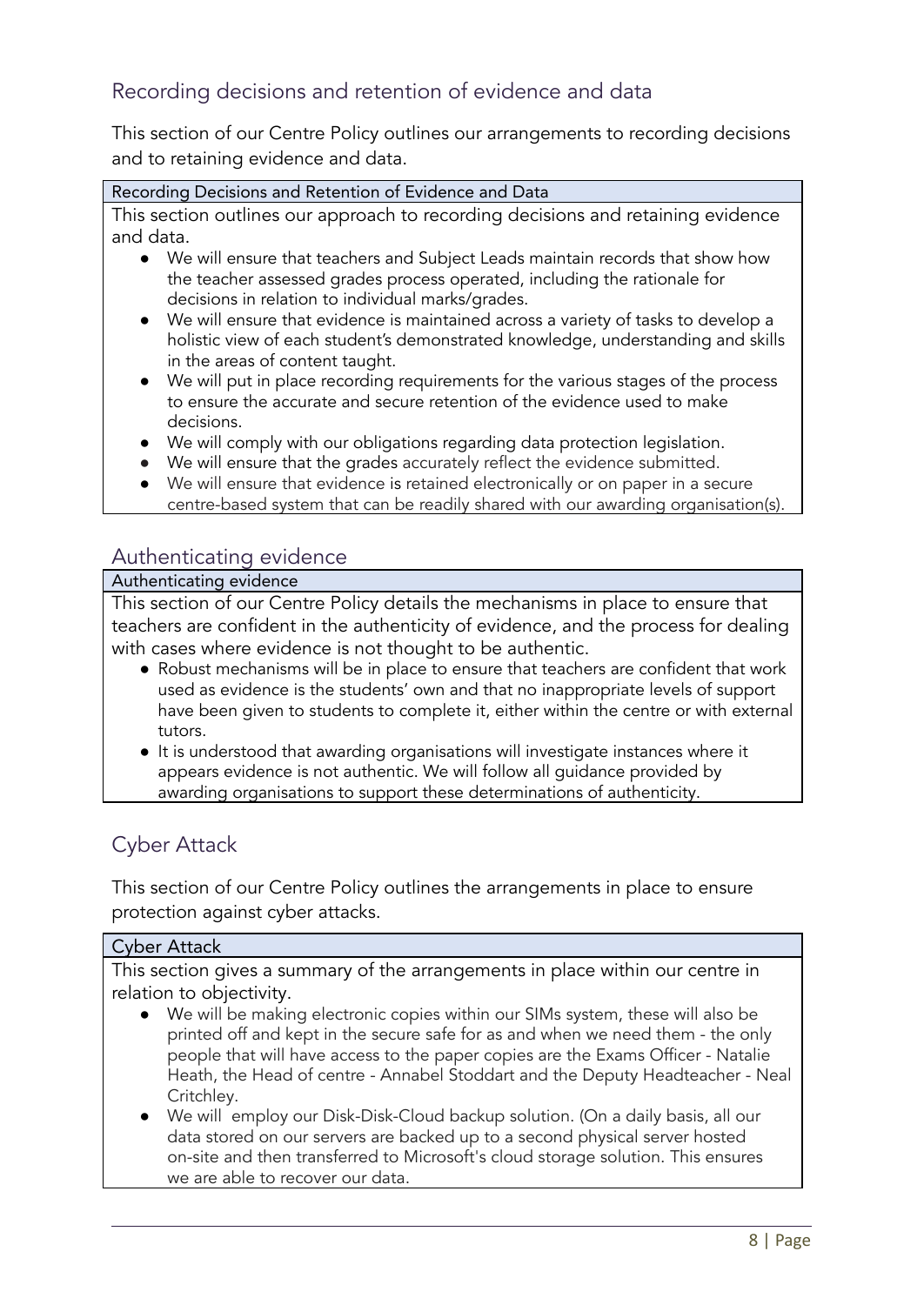## Recording decisions and retention of evidence and data

This section of our Centre Policy outlines our arrangements to recording decisions and to retaining evidence and data.

| Recording Decisions and Retention of Evidence and Data |
|---|
| This section outlines our approach to recording decisions and retaining evidence and data.<br>● We will ensure that teachers and Subject Leads maintain records that show how the teacher assessed grades process operated, including the rationale for decisions in relation to individual marks/grades.<br>● We will ensure that evidence is maintained across a variety of tasks to develop a holistic view of each student's demonstrated knowledge, understanding and skills in the areas of content taught.<br>● We will put in place recording requirements for the various stages of the process to ensure the accurate and secure retention of the evidence used to make decisions.<br>● We will comply with our obligations regarding data protection legislation.<br>● We will ensure that the grades accurately reflect the evidence submitted.<br>● We will ensure that evidence is retained electronically or on paper in a secure centre-based system that can be readily shared with our awarding organisation(s). |

## Authenticating evidence

| Authenticating evidence |
|---|
| This section of our Centre Policy details the mechanisms in place to ensure that teachers are confident in the authenticity of evidence, and the process for dealing with cases where evidence is not thought to be authentic.<br>● Robust mechanisms will be in place to ensure that teachers are confident that work used as evidence is the students' own and that no inappropriate levels of support have been given to students to complete it, either within the centre or with external tutors.<br>● It is understood that awarding organisations will investigate instances where it appears evidence is not authentic. We will follow all guidance provided by awarding organisations to support these determinations of authenticity. |

## Cyber Attack

This section of our Centre Policy outlines the arrangements in place to ensure protection against cyber attacks.

| Cyber Attack |
|---|
| This section gives a summary of the arrangements in place within our centre in relation to objectivity.<br>● We will be making electronic copies within our SIMs system, these will also be printed off and kept in the secure safe for as and when we need them - the only people that will have access to the paper copies are the Exams Officer - Natalie Heath, the Head of centre - Annabel Stoddart and the Deputy Headteacher - Neal Critchley.<br>● We will employ our Disk-Disk-Cloud backup solution. (On a daily basis, all our data stored on our servers are backed up to a second physical server hosted on-site and then transferred to Microsoft's cloud storage solution. This ensures we are able to recover our data. |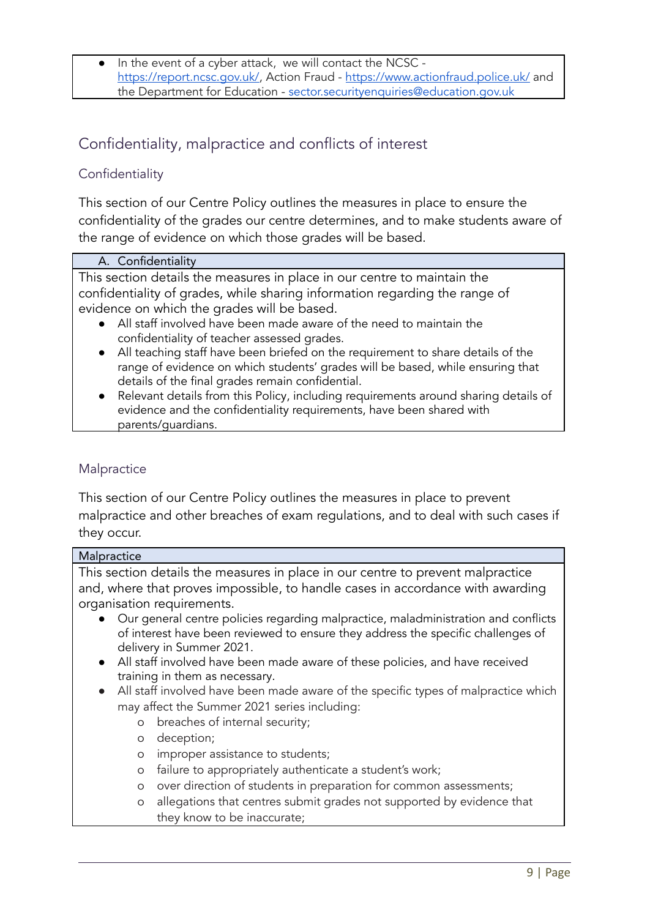- In the event of a cyber attack, we will contact the NCSC - https://report.ncsc.gov.uk/, Action Fraud - https://www.actionfraud.police.uk/ and the Department for Education - sector.securityenquiries@education.gov.uk

## Confidentiality, malpractice and conflicts of interest

### Confidentiality

This section of our Centre Policy outlines the measures in place to ensure the confidentiality of the grades our centre determines, and to make students aware of the range of evidence on which those grades will be based.

**A. Confidentiality**

This section details the measures in place in our centre to maintain the confidentiality of grades, while sharing information regarding the range of evidence on which the grades will be based.

- All staff involved have been made aware of the need to maintain the confidentiality of teacher assessed grades.
- All teaching staff have been briefed on the requirement to share details of the range of evidence on which students' grades will be based, while ensuring that details of the final grades remain confidential.
- Relevant details from this Policy, including requirements around sharing details of evidence and the confidentiality requirements, have been shared with parents/guardians.

### Malpractice

This section of our Centre Policy outlines the measures in place to prevent malpractice and other breaches of exam regulations, and to deal with such cases if they occur.

**Malpractice**

This section details the measures in place in our centre to prevent malpractice and, where that proves impossible, to handle cases in accordance with awarding organisation requirements.

- Our general centre policies regarding malpractice, maladministration and conflicts of interest have been reviewed to ensure they address the specific challenges of delivery in Summer 2021.
- All staff involved have been made aware of these policies, and have received training in them as necessary.
- All staff involved have been made aware of the specific types of malpractice which may affect the Summer 2021 series including:
  - breaches of internal security;
  - deception;
  - improper assistance to students;
  - failure to appropriately authenticate a student's work;
  - over direction of students in preparation for common assessments;
  - allegations that centres submit grades not supported by evidence that they know to be inaccurate;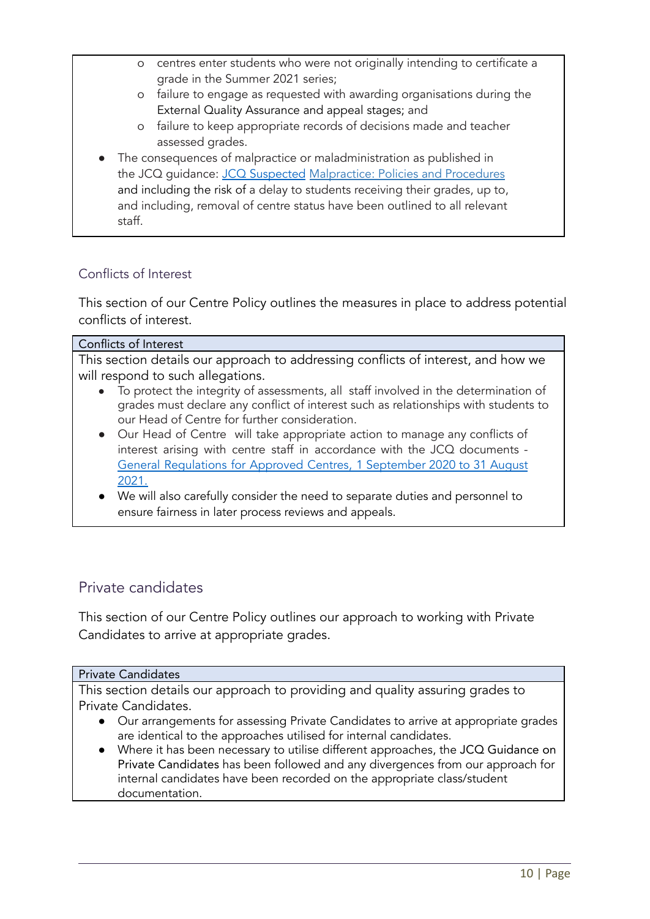- centres enter students who were not originally intending to certificate a grade in the Summer 2021 series;
  - failure to engage as requested with awarding organisations during the External Quality Assurance and appeal stages; and
  - failure to keep appropriate records of decisions made and teacher assessed grades.
- The consequences of malpractice or maladministration as published in the JCQ guidance: JCQ Suspected Malpractice: Policies and Procedures and including the risk of a delay to students receiving their grades, up to, and including, removal of centre status have been outlined to all relevant staff.

## Conflicts of Interest

This section of our Centre Policy outlines the measures in place to address potential conflicts of interest.

### Conflicts of Interest

This section details our approach to addressing conflicts of interest, and how we will respond to such allegations.

- To protect the integrity of assessments, all staff involved in the determination of grades must declare any conflict of interest such as relationships with students to our Head of Centre for further consideration.
- Our Head of Centre will take appropriate action to manage any conflicts of interest arising with centre staff in accordance with the JCQ documents - General Regulations for Approved Centres, 1 September 2020 to 31 August 2021.
- We will also carefully consider the need to separate duties and personnel to ensure fairness in later process reviews and appeals.

## Private candidates

This section of our Centre Policy outlines our approach to working with Private Candidates to arrive at appropriate grades.

### Private Candidates

This section details our approach to providing and quality assuring grades to Private Candidates.

- Our arrangements for assessing Private Candidates to arrive at appropriate grades are identical to the approaches utilised for internal candidates.
- Where it has been necessary to utilise different approaches, the JCQ Guidance on Private Candidates has been followed and any divergences from our approach for internal candidates have been recorded on the appropriate class/student documentation.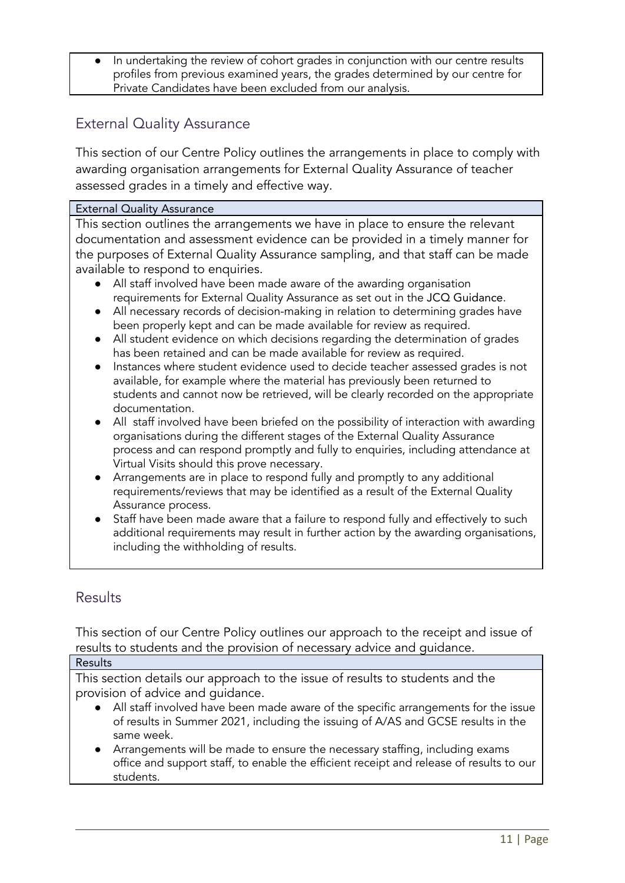- In undertaking the review of cohort grades in conjunction with our centre results profiles from previous examined years, the grades determined by our centre for Private Candidates have been excluded from our analysis.

## External Quality Assurance

This section of our Centre Policy outlines the arrangements in place to comply with awarding organisation arrangements for External Quality Assurance of teacher assessed grades in a timely and effective way.

**External Quality Assurance**

This section outlines the arrangements we have in place to ensure the relevant documentation and assessment evidence can be provided in a timely manner for the purposes of External Quality Assurance sampling, and that staff can be made available to respond to enquiries.

- All staff involved have been made aware of the awarding organisation requirements for External Quality Assurance as set out in the JCQ Guidance.
- All necessary records of decision-making in relation to determining grades have been properly kept and can be made available for review as required.
- All student evidence on which decisions regarding the determination of grades has been retained and can be made available for review as required.
- Instances where student evidence used to decide teacher assessed grades is not available, for example where the material has previously been returned to students and cannot now be retrieved, will be clearly recorded on the appropriate documentation.
- All staff involved have been briefed on the possibility of interaction with awarding organisations during the different stages of the External Quality Assurance process and can respond promptly and fully to enquiries, including attendance at Virtual Visits should this prove necessary.
- Arrangements are in place to respond fully and promptly to any additional requirements/reviews that may be identified as a result of the External Quality Assurance process.
- Staff have been made aware that a failure to respond fully and effectively to such additional requirements may result in further action by the awarding organisations, including the withholding of results.

## Results

This section of our Centre Policy outlines our approach to the receipt and issue of results to students and the provision of necessary advice and guidance.

**Results**

This section details our approach to the issue of results to students and the provision of advice and guidance.

- All staff involved have been made aware of the specific arrangements for the issue of results in Summer 2021, including the issuing of A/AS and GCSE results in the same week.
- Arrangements will be made to ensure the necessary staffing, including exams office and support staff, to enable the efficient receipt and release of results to our students.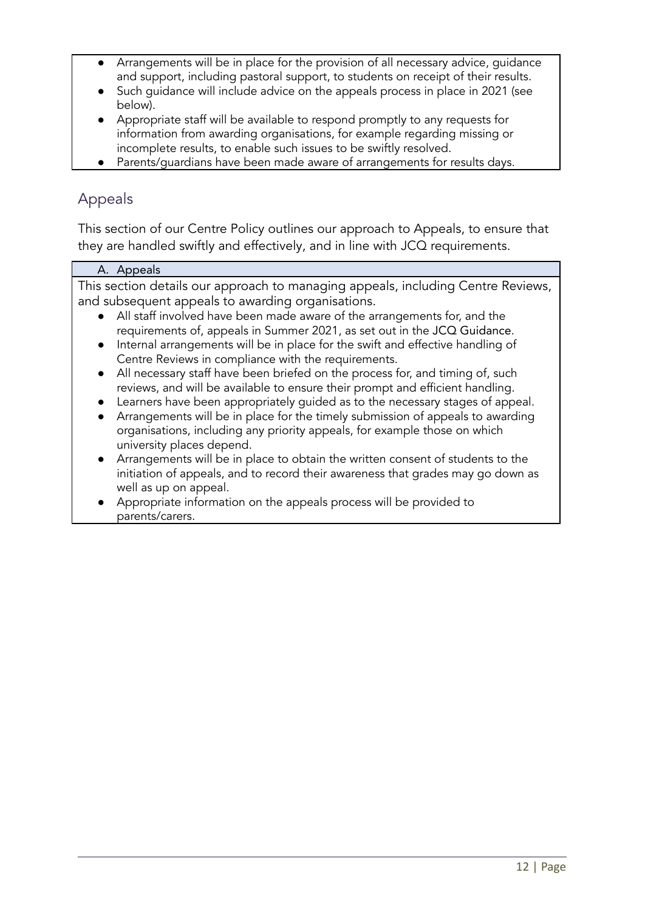- Arrangements will be in place for the provision of all necessary advice, guidance and support, including pastoral support, to students on receipt of their results.
- Such guidance will include advice on the appeals process in place in 2021 (see below).
- Appropriate staff will be available to respond promptly to any requests for information from awarding organisations, for example regarding missing or incomplete results, to enable such issues to be swiftly resolved.
- Parents/guardians have been made aware of arrangements for results days.

## Appeals

This section of our Centre Policy outlines our approach to Appeals, to ensure that they are handled swiftly and effectively, and in line with JCQ requirements.

### A. Appeals

This section details our approach to managing appeals, including Centre Reviews, and subsequent appeals to awarding organisations.

- All staff involved have been made aware of the arrangements for, and the requirements of, appeals in Summer 2021, as set out in the JCQ Guidance.
- Internal arrangements will be in place for the swift and effective handling of Centre Reviews in compliance with the requirements.
- All necessary staff have been briefed on the process for, and timing of, such reviews, and will be available to ensure their prompt and efficient handling.
- Learners have been appropriately guided as to the necessary stages of appeal.
- Arrangements will be in place for the timely submission of appeals to awarding organisations, including any priority appeals, for example those on which university places depend.
- Arrangements will be in place to obtain the written consent of students to the initiation of appeals, and to record their awareness that grades may go down as well as up on appeal.
- Appropriate information on the appeals process will be provided to parents/carers.